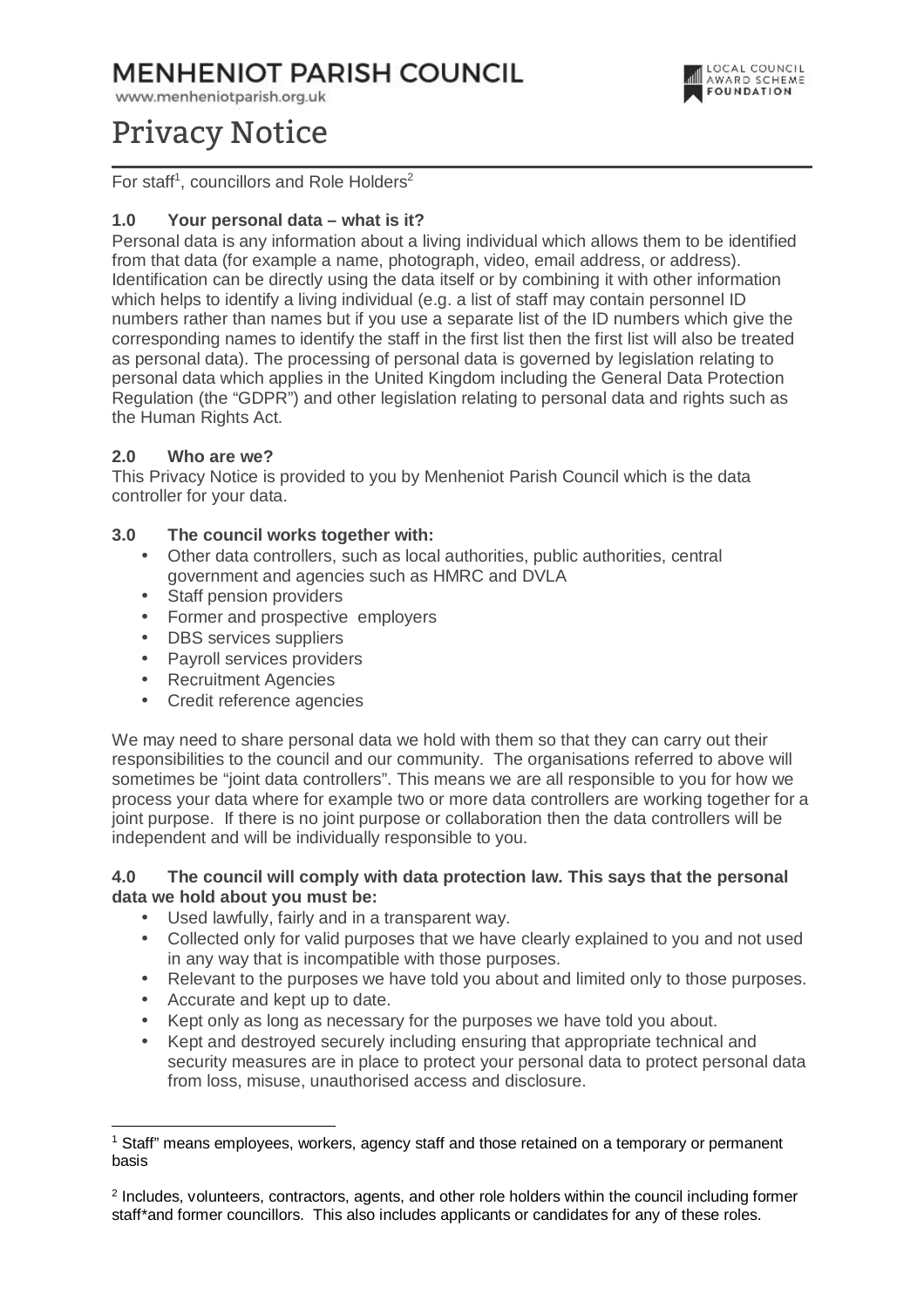# MENHENIOT PARISH COUNCIL

www.menheniotparish.org.uk

LOCAL COUNCIL AWARD SCHEME FOUNDATION

# Privacy Notice

For staff[1], councillors and Role Holders[2]

## 1.0 Your personal data – what is it?

Personal data is any information about a living individual which allows them to be identified from that data (for example a name, photograph, video, email address, or address). Identification can be directly using the data itself or by combining it with other information which helps to identify a living individual (e.g. a list of staff may contain personnel ID numbers rather than names but if you use a separate list of the ID numbers which give the corresponding names to identify the staff in the first list then the first list will also be treated as personal data). The processing of personal data is governed by legislation relating to personal data which applies in the United Kingdom including the General Data Protection Regulation (the "GDPR") and other legislation relating to personal data and rights such as the Human Rights Act.

## 2.0 Who are we?

This Privacy Notice is provided to you by Menheniot Parish Council which is the data controller for your data.

## 3.0 The council works together with:

- Other data controllers, such as local authorities, public authorities, central government and agencies such as HMRC and DVLA
- Staff pension providers
- Former and prospective employers
- DBS services suppliers
- Payroll services providers
- Recruitment Agencies
- Credit reference agencies

We may need to share personal data we hold with them so that they can carry out their responsibilities to the council and our community. The organisations referred to above will sometimes be "joint data controllers". This means we are all responsible to you for how we process your data where for example two or more data controllers are working together for a joint purpose. If there is no joint purpose or collaboration then the data controllers will be independent and will be individually responsible to you.

## 4.0 The council will comply with data protection law. This says that the personal data we hold about you must be:

- Used lawfully, fairly and in a transparent way.
- Collected only for valid purposes that we have clearly explained to you and not used in any way that is incompatible with those purposes.
- Relevant to the purposes we have told you about and limited only to those purposes.
- Accurate and kept up to date.
- Kept only as long as necessary for the purposes we have told you about.
- Kept and destroyed securely including ensuring that appropriate technical and security measures are in place to protect your personal data to protect personal data from loss, misuse, unauthorised access and disclosure.

---

[1] Staff" means employees, workers, agency staff and those retained on a temporary or permanent basis

[2] Includes, volunteers, contractors, agents, and other role holders within the council including former staff*and former councillors. This also includes applicants or candidates for any of these roles.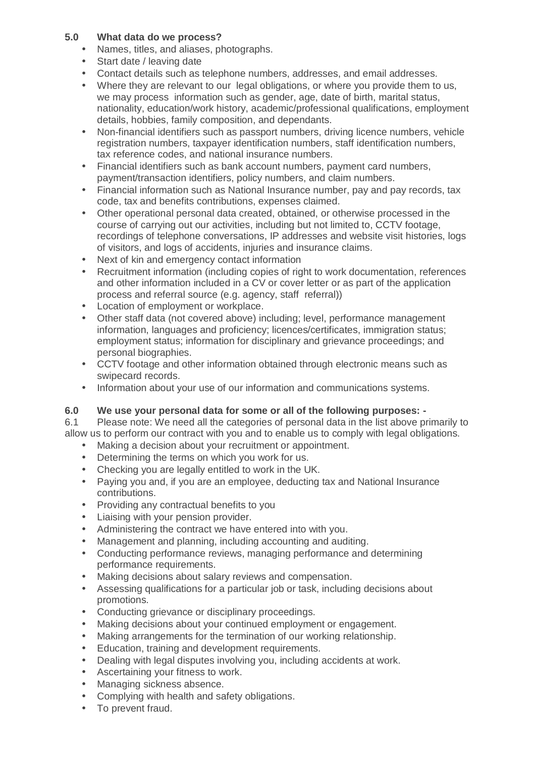## 5.0 What data do we process?

- Names, titles, and aliases, photographs.
- Start date / leaving date
- Contact details such as telephone numbers, addresses, and email addresses.
- Where they are relevant to our legal obligations, or where you provide them to us, we may process information such as gender, age, date of birth, marital status, nationality, education/work history, academic/professional qualifications, employment details, hobbies, family composition, and dependants.
- Non-financial identifiers such as passport numbers, driving licence numbers, vehicle registration numbers, taxpayer identification numbers, staff identification numbers, tax reference codes, and national insurance numbers.
- Financial identifiers such as bank account numbers, payment card numbers, payment/transaction identifiers, policy numbers, and claim numbers.
- Financial information such as National Insurance number, pay and pay records, tax code, tax and benefits contributions, expenses claimed.
- Other operational personal data created, obtained, or otherwise processed in the course of carrying out our activities, including but not limited to, CCTV footage, recordings of telephone conversations, IP addresses and website visit histories, logs of visitors, and logs of accidents, injuries and insurance claims.
- Next of kin and emergency contact information
- Recruitment information (including copies of right to work documentation, references and other information included in a CV or cover letter or as part of the application process and referral source (e.g. agency, staff referral))
- Location of employment or workplace.
- Other staff data (not covered above) including; level, performance management information, languages and proficiency; licences/certificates, immigration status; employment status; information for disciplinary and grievance proceedings; and personal biographies.
- CCTV footage and other information obtained through electronic means such as swipecard records.
- Information about your use of our information and communications systems.

## 6.0 We use your personal data for some or all of the following purposes: -

6.1 Please note: We need all the categories of personal data in the list above primarily to allow us to perform our contract with you and to enable us to comply with legal obligations.

- Making a decision about your recruitment or appointment.
- Determining the terms on which you work for us.
- Checking you are legally entitled to work in the UK.
- Paying you and, if you are an employee, deducting tax and National Insurance contributions.
- Providing any contractual benefits to you
- Liaising with your pension provider.
- Administering the contract we have entered into with you.
- Management and planning, including accounting and auditing.
- Conducting performance reviews, managing performance and determining performance requirements.
- Making decisions about salary reviews and compensation.
- Assessing qualifications for a particular job or task, including decisions about promotions.
- Conducting grievance or disciplinary proceedings.
- Making decisions about your continued employment or engagement.
- Making arrangements for the termination of our working relationship.
- Education, training and development requirements.
- Dealing with legal disputes involving you, including accidents at work.
- Ascertaining your fitness to work.
- Managing sickness absence.
- Complying with health and safety obligations.
- To prevent fraud.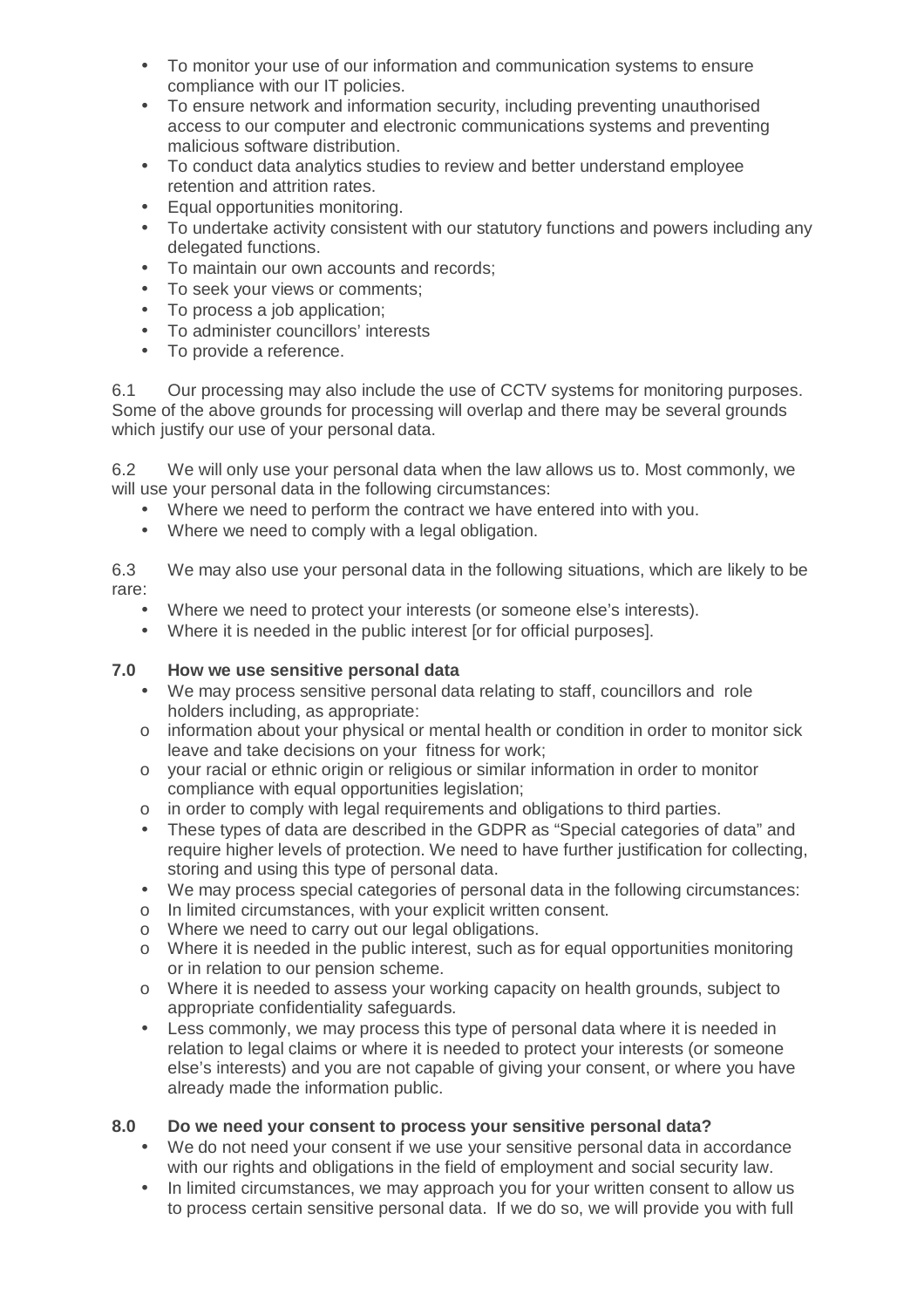- To monitor your use of our information and communication systems to ensure compliance with our IT policies.
- To ensure network and information security, including preventing unauthorised access to our computer and electronic communications systems and preventing malicious software distribution.
- To conduct data analytics studies to review and better understand employee retention and attrition rates.
- Equal opportunities monitoring.
- To undertake activity consistent with our statutory functions and powers including any delegated functions.
- To maintain our own accounts and records;
- To seek your views or comments;
- To process a job application;
- To administer councillors' interests
- To provide a reference.

6.1 Our processing may also include the use of CCTV systems for monitoring purposes. Some of the above grounds for processing will overlap and there may be several grounds which justify our use of your personal data.

6.2 We will only use your personal data when the law allows us to. Most commonly, we will use your personal data in the following circumstances:

- Where we need to perform the contract we have entered into with you.
- Where we need to comply with a legal obligation.

6.3 We may also use your personal data in the following situations, which are likely to be rare:

- Where we need to protect your interests (or someone else's interests).
- Where it is needed in the public interest [or for official purposes].

**7.0 How we use sensitive personal data**

- We may process sensitive personal data relating to staff, councillors and role holders including, as appropriate:
  - information about your physical or mental health or condition in order to monitor sick leave and take decisions on your fitness for work;
  - your racial or ethnic origin or religious or similar information in order to monitor compliance with equal opportunities legislation;
  - in order to comply with legal requirements and obligations to third parties.
- These types of data are described in the GDPR as "Special categories of data" and require higher levels of protection. We need to have further justification for collecting, storing and using this type of personal data.
- We may process special categories of personal data in the following circumstances:
  - In limited circumstances, with your explicit written consent.
  - Where we need to carry out our legal obligations.
  - Where it is needed in the public interest, such as for equal opportunities monitoring or in relation to our pension scheme.
  - Where it is needed to assess your working capacity on health grounds, subject to appropriate confidentiality safeguards.
- Less commonly, we may process this type of personal data where it is needed in relation to legal claims or where it is needed to protect your interests (or someone else's interests) and you are not capable of giving your consent, or where you have already made the information public.

**8.0 Do we need your consent to process your sensitive personal data?**

- We do not need your consent if we use your sensitive personal data in accordance with our rights and obligations in the field of employment and social security law.
- In limited circumstances, we may approach you for your written consent to allow us to process certain sensitive personal data. If we do so, we will provide you with full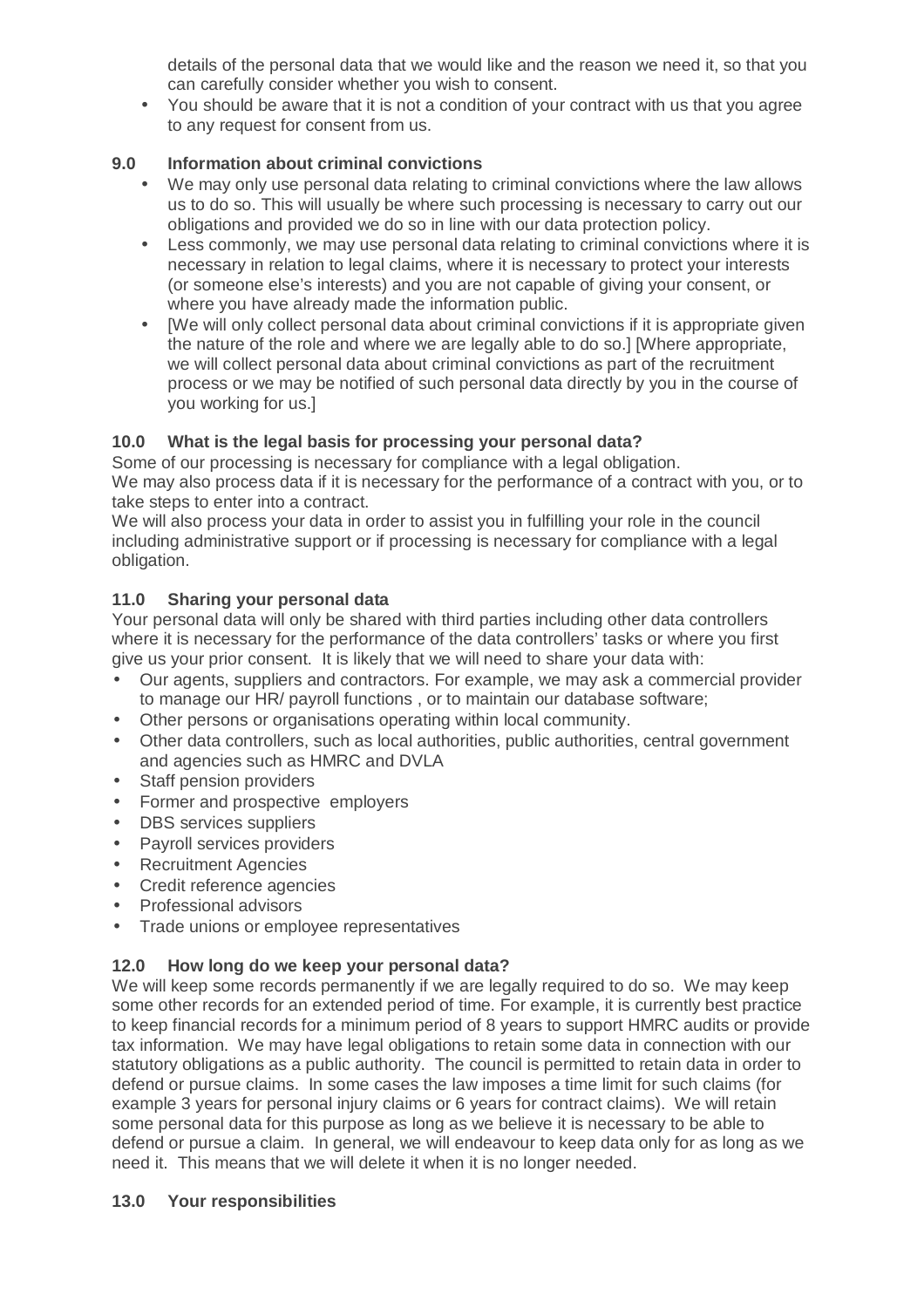details of the personal data that we would like and the reason we need it, so that you can carefully consider whether you wish to consent.
- You should be aware that it is not a condition of your contract with us that you agree to any request for consent from us.

### 9.0 Information about criminal convictions

- We may only use personal data relating to criminal convictions where the law allows us to do so. This will usually be where such processing is necessary to carry out our obligations and provided we do so in line with our data protection policy.
- Less commonly, we may use personal data relating to criminal convictions where it is necessary in relation to legal claims, where it is necessary to protect your interests (or someone else's interests) and you are not capable of giving your consent, or where you have already made the information public.
- [We will only collect personal data about criminal convictions if it is appropriate given the nature of the role and where we are legally able to do so.] [Where appropriate, we will collect personal data about criminal convictions as part of the recruitment process or we may be notified of such personal data directly by you in the course of you working for us.]

### 10.0 What is the legal basis for processing your personal data?

Some of our processing is necessary for compliance with a legal obligation.
We may also process data if it is necessary for the performance of a contract with you, or to take steps to enter into a contract.
We will also process your data in order to assist you in fulfilling your role in the council including administrative support or if processing is necessary for compliance with a legal obligation.

### 11.0 Sharing your personal data

Your personal data will only be shared with third parties including other data controllers where it is necessary for the performance of the data controllers' tasks or where you first give us your prior consent. It is likely that we will need to share your data with:

- Our agents, suppliers and contractors. For example, we may ask a commercial provider to manage our HR/ payroll functions , or to maintain our database software;
- Other persons or organisations operating within local community.
- Other data controllers, such as local authorities, public authorities, central government and agencies such as HMRC and DVLA
- Staff pension providers
- Former and prospective employers
- DBS services suppliers
- Payroll services providers
- Recruitment Agencies
- Credit reference agencies
- Professional advisors
- Trade unions or employee representatives

### 12.0 How long do we keep your personal data?

We will keep some records permanently if we are legally required to do so. We may keep some other records for an extended period of time. For example, it is currently best practice to keep financial records for a minimum period of 8 years to support HMRC audits or provide tax information. We may have legal obligations to retain some data in connection with our statutory obligations as a public authority. The council is permitted to retain data in order to defend or pursue claims. In some cases the law imposes a time limit for such claims (for example 3 years for personal injury claims or 6 years for contract claims). We will retain some personal data for this purpose as long as we believe it is necessary to be able to defend or pursue a claim. In general, we will endeavour to keep data only for as long as we need it. This means that we will delete it when it is no longer needed.

### 13.0 Your responsibilities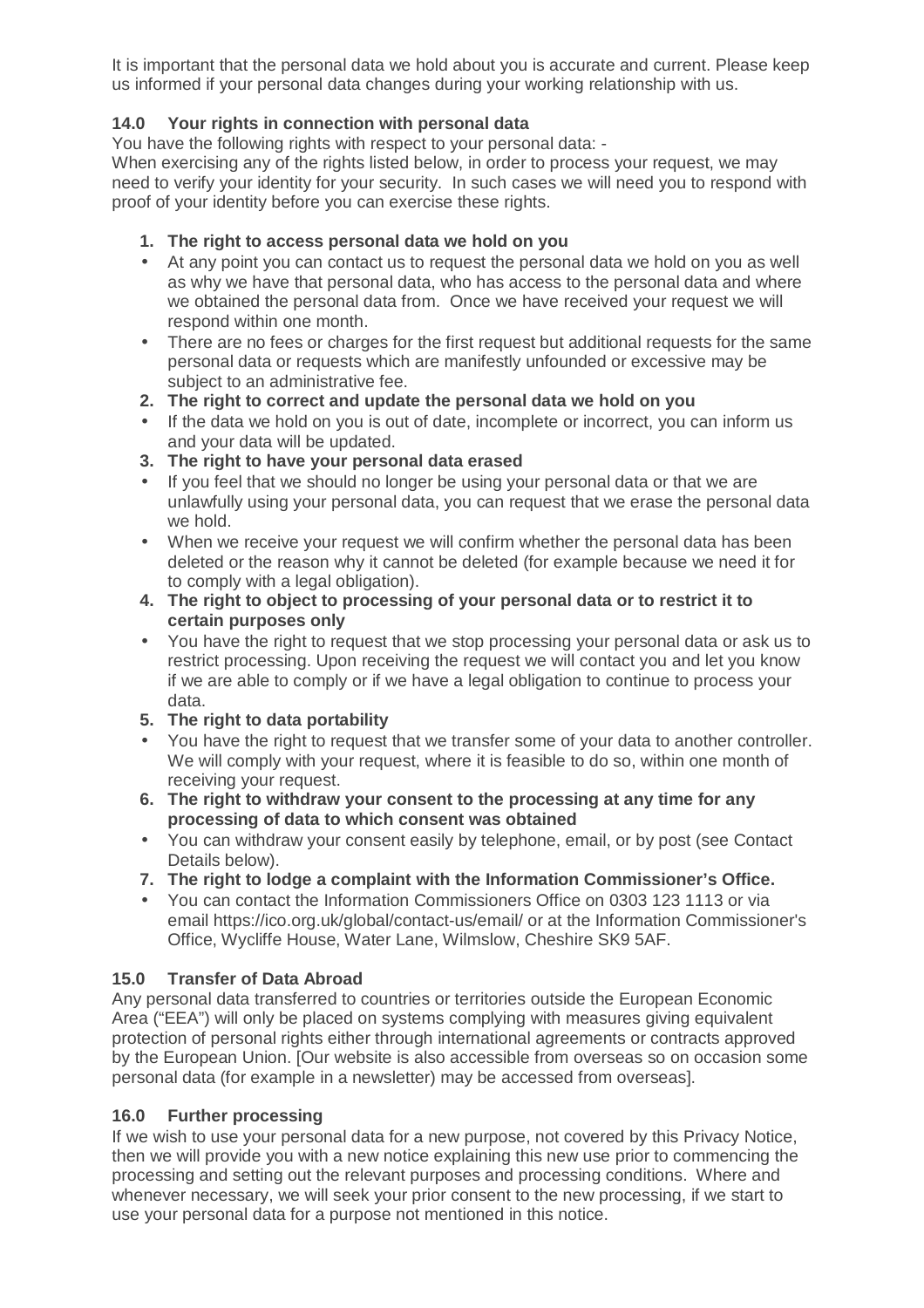It is important that the personal data we hold about you is accurate and current. Please keep us informed if your personal data changes during your working relationship with us.

### 14.0 Your rights in connection with personal data

You have the following rights with respect to your personal data: -

When exercising any of the rights listed below, in order to process your request, we may need to verify your identity for your security. In such cases we will need you to respond with proof of your identity before you can exercise these rights.

1. **The right to access personal data we hold on you**
   - At any point you can contact us to request the personal data we hold on you as well as why we have that personal data, who has access to the personal data and where we obtained the personal data from. Once we have received your request we will respond within one month.
   - There are no fees or charges for the first request but additional requests for the same personal data or requests which are manifestly unfounded or excessive may be subject to an administrative fee.
2. **The right to correct and update the personal data we hold on you**
   - If the data we hold on you is out of date, incomplete or incorrect, you can inform us and your data will be updated.
3. **The right to have your personal data erased**
   - If you feel that we should no longer be using your personal data or that we are unlawfully using your personal data, you can request that we erase the personal data we hold.
   - When we receive your request we will confirm whether the personal data has been deleted or the reason why it cannot be deleted (for example because we need it for to comply with a legal obligation).
4. **The right to object to processing of your personal data or to restrict it to certain purposes only**
   - You have the right to request that we stop processing your personal data or ask us to restrict processing. Upon receiving the request we will contact you and let you know if we are able to comply or if we have a legal obligation to continue to process your data.
5. **The right to data portability**
   - You have the right to request that we transfer some of your data to another controller. We will comply with your request, where it is feasible to do so, within one month of receiving your request.
6. **The right to withdraw your consent to the processing at any time for any processing of data to which consent was obtained**
   - You can withdraw your consent easily by telephone, email, or by post (see Contact Details below).
7. **The right to lodge a complaint with the Information Commissioner's Office.**
   - You can contact the Information Commissioners Office on 0303 123 1113 or via email https://ico.org.uk/global/contact-us/email/ or at the Information Commissioner's Office, Wycliffe House, Water Lane, Wilmslow, Cheshire SK9 5AF.

### 15.0 Transfer of Data Abroad

Any personal data transferred to countries or territories outside the European Economic Area ("EEA") will only be placed on systems complying with measures giving equivalent protection of personal rights either through international agreements or contracts approved by the European Union. [Our website is also accessible from overseas so on occasion some personal data (for example in a newsletter) may be accessed from overseas].

### 16.0 Further processing

If we wish to use your personal data for a new purpose, not covered by this Privacy Notice, then we will provide you with a new notice explaining this new use prior to commencing the processing and setting out the relevant purposes and processing conditions. Where and whenever necessary, we will seek your prior consent to the new processing, if we start to use your personal data for a purpose not mentioned in this notice.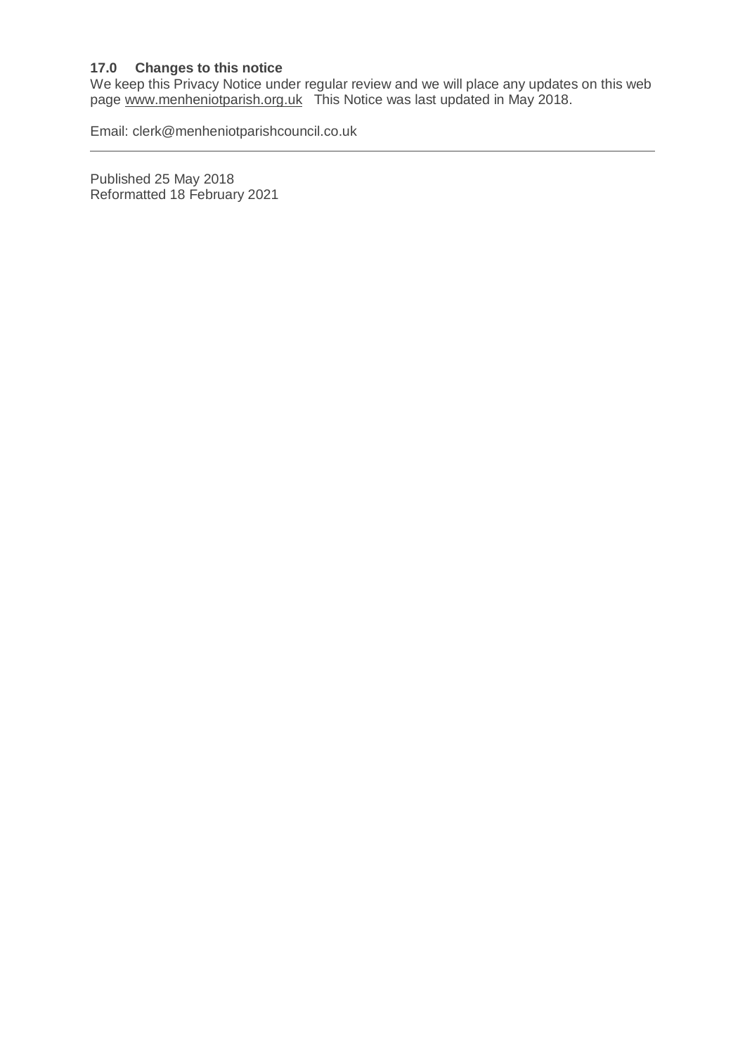### 17.0 Changes to this notice

We keep this Privacy Notice under regular review and we will place any updates on this web page www.menheniotparish.org.uk This Notice was last updated in May 2018.

Email: clerk@menheniotparishcouncil.co.uk

---

Published 25 May 2018
Reformatted 18 February 2021